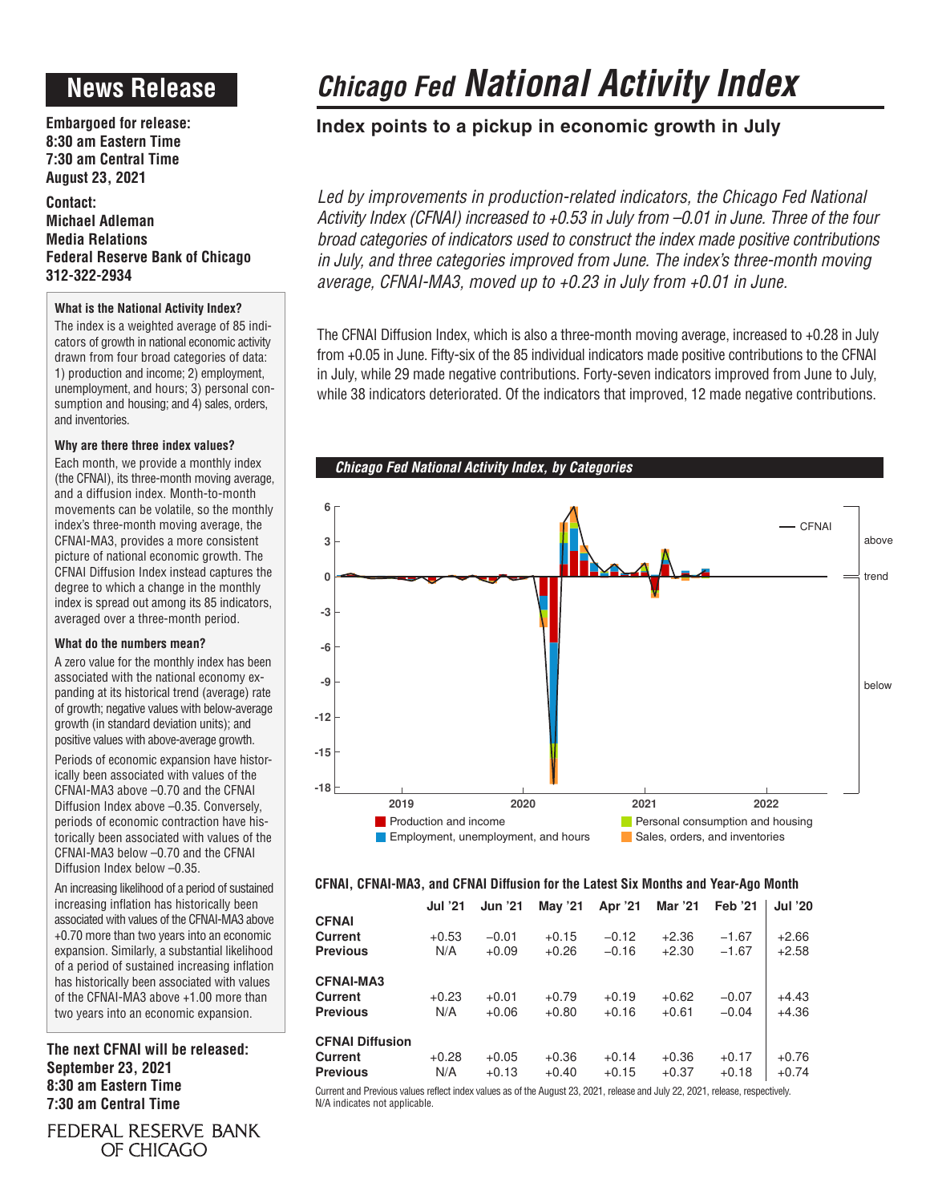# News Release

**Embargoed for release:**
**8:30 am Eastern Time**
**7:30 am Central Time**
**August 23, 2021**

**Contact:**
**Michael Adleman**
**Media Relations**
**Federal Reserve Bank of Chicago**
**312-322-2934**

### What is the National Activity Index?

The index is a weighted average of 85 indicators of growth in national economic activity drawn from four broad categories of data: 1) production and income; 2) employment, unemployment, and hours; 3) personal consumption and housing; and 4) sales, orders, and inventories.

### Why are there three index values?

Each month, we provide a monthly index (the CFNAI), its three-month moving average, and a diffusion index. Month-to-month movements can be volatile, so the monthly index's three-month moving average, the CFNAI-MA3, provides a more consistent picture of national economic growth. The CFNAI Diffusion Index instead captures the degree to which a change in the monthly index is spread out among its 85 indicators, averaged over a three-month period.

### What do the numbers mean?

A zero value for the monthly index has been associated with the national economy expanding at its historical trend (average) rate of growth; negative values with below-average growth (in standard deviation units); and positive values with above-average growth.

Periods of economic expansion have historically been associated with values of the CFNAI-MA3 above –0.70 and the CFNAI Diffusion Index above –0.35. Conversely, periods of economic contraction have historically been associated with values of the CFNAI-MA3 below –0.70 and the CFNAI Diffusion Index below –0.35.

An increasing likelihood of a period of sustained increasing inflation has historically been associated with values of the CFNAI-MA3 above +0.70 more than two years into an economic expansion. Similarly, a substantial likelihood of a period of sustained increasing inflation has historically been associated with values of the CFNAI-MA3 above +1.00 more than two years into an economic expansion.

**The next CFNAI will be released:**
**September 23, 2021**
**8:30 am Eastern Time**
**7:30 am Central Time**

FEDERAL RESERVE BANK OF CHICAGO

# *Chicago Fed* National Activity Index

## Index points to a pickup in economic growth in July

*Led by improvements in production-related indicators, the Chicago Fed National Activity Index (CFNAI) increased to +0.53 in July from –0.01 in June. Three of the four broad categories of indicators used to construct the index made positive contributions in July, and three categories improved from June. The index's three-month moving average, CFNAI-MA3, moved up to +0.23 in July from +0.01 in June.*

The CFNAI Diffusion Index, which is also a three-month moving average, increased to +0.28 in July from +0.05 in June. Fifty-six of the 85 individual indicators made positive contributions to the CFNAI in July, while 29 made negative contributions. Forty-seven indicators improved from June to July, while 38 indicators deteriorated. Of the indicators that improved, 12 made negative contributions.

***Chicago Fed National Activity Index, by Categories***

### CFNAI, CFNAI-MA3, and CFNAI Diffusion for the Latest Six Months and Year-Ago Month

| | Jul '21 | Jun '21 | May '21 | Apr '21 | Mar '21 | Feb '21 | Jul '20 |
|---|---|---|---|---|---|---|---|
| **CFNAI** | | | | | | | |
| **Current** | +0.53 | –0.01 | +0.15 | –0.12 | +2.36 | –1.67 | +2.66 |
| **Previous** | N/A | +0.09 | +0.26 | –0.16 | +2.30 | –1.67 | +2.58 |
| **CFNAI-MA3** | | | | | | | |
| **Current** | +0.23 | +0.01 | +0.79 | +0.19 | +0.62 | –0.07 | +4.43 |
| **Previous** | N/A | +0.06 | +0.80 | +0.16 | +0.61 | –0.04 | +4.36 |
| **CFNAI Diffusion** | | | | | | | |
| **Current** | +0.28 | +0.05 | +0.36 | +0.14 | +0.36 | +0.17 | +0.76 |
| **Previous** | N/A | +0.13 | +0.40 | +0.15 | +0.37 | +0.18 | +0.74 |

Current and Previous values reflect index values as of the August 23, 2021, release and July 22, 2021, release, respectively.
N/A indicates not applicable.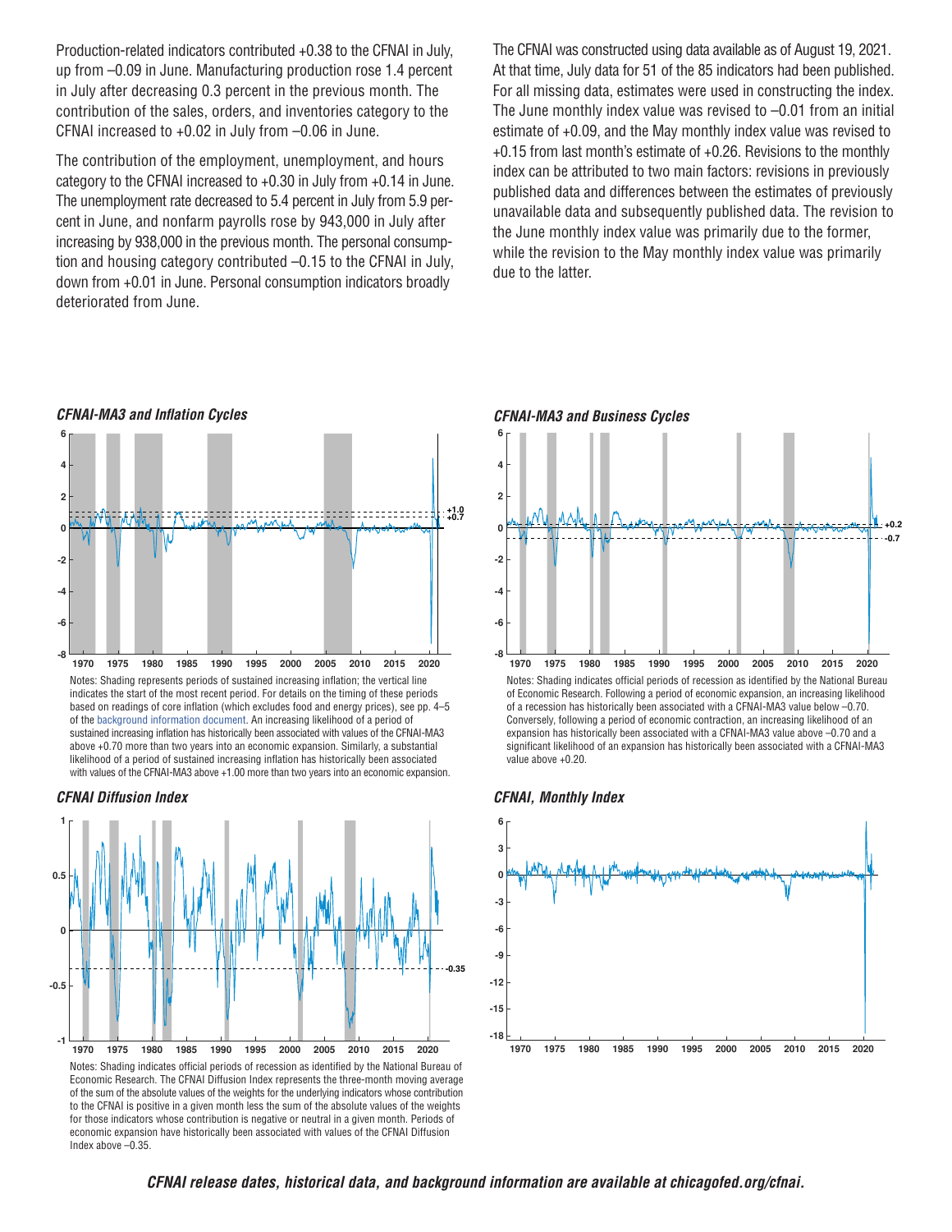Production-related indicators contributed +0.38 to the CFNAI in July, up from –0.09 in June. Manufacturing production rose 1.4 percent in July after decreasing 0.3 percent in the previous month. The contribution of the sales, orders, and inventories category to the CFNAI increased to +0.02 in July from –0.06 in June.

The contribution of the employment, unemployment, and hours category to the CFNAI increased to +0.30 in July from +0.14 in June. The unemployment rate decreased to 5.4 percent in July from 5.9 percent in June, and nonfarm payrolls rose by 943,000 in July after increasing by 938,000 in the previous month. The personal consumption and housing category contributed –0.15 to the CFNAI in July, down from +0.01 in June. Personal consumption indicators broadly deteriorated from June.

The CFNAI was constructed using data available as of August 19, 2021. At that time, July data for 51 of the 85 indicators had been published. For all missing data, estimates were used in constructing the index. The June monthly index value was revised to –0.01 from an initial estimate of +0.09, and the May monthly index value was revised to +0.15 from last month's estimate of +0.26. Revisions to the monthly index can be attributed to two main factors: revisions in previously published data and differences between the estimates of previously unavailable data and subsequently published data. The revision to the June monthly index value was primarily due to the former, while the revision to the May monthly index value was primarily due to the latter.

### *CFNAI-MA3 and Inflation Cycles*

6
4
2
0
-2
-4
-6
-8
1970 1975 1980 1985 1990 1995 2000 2005 2010 2015 2020
+1.0
+0.7

Notes: Shading represents periods of sustained increasing inflation; the vertical line indicates the start of the most recent period. For details on the timing of these periods based on readings of core inflation (which excludes food and energy prices), see pp. 4–5 of the background information document. An increasing likelihood of a period of sustained increasing inflation has historically been associated with values of the CFNAI-MA3 above +0.70 more than two years into an economic expansion. Similarly, a substantial likelihood of a period of sustained increasing inflation has historically been associated with values of the CFNAI-MA3 above +1.00 more than two years into an economic expansion.

### *CFNAI-MA3 and Business Cycles*

6
4
2
0
-2
-4
-6
-8
1970 1975 1980 1985 1990 1995 2000 2005 2010 2015 2020
+0.2
-0.7

Notes: Shading indicates official periods of recession as identified by the National Bureau of Economic Research. Following a period of economic expansion, an increasing likelihood of a recession has historically been associated with a CFNAI-MA3 value below –0.70. Conversely, following a period of economic contraction, an increasing likelihood of an expansion has historically been associated with a CFNAI-MA3 value above –0.70 and a significant likelihood of an expansion has historically been associated with a CFNAI-MA3 value above +0.20.

### *CFNAI Diffusion Index*

1
0.5
0
-0.5
-1
1970 1975 1980 1985 1990 1995 2000 2005 2010 2015 2020
-0.35

Notes: Shading indicates official periods of recession as identified by the National Bureau of Economic Research. The CFNAI Diffusion Index represents the three-month moving average of the sum of the absolute values of the weights for the underlying indicators whose contribution to the CFNAI is positive in a given month less the sum of the absolute values of the weights for those indicators whose contribution is negative or neutral in a given month. Periods of economic expansion have historically been associated with values of the CFNAI Diffusion Index above –0.35.

### *CFNAI, Monthly Index*

6
3
0
-3
-6
-9
-12
-15
-18
1970 1975 1980 1985 1990 1995 2000 2005 2010 2015 2020

***CFNAI release dates, historical data, and background information are available at chicagofed.org/cfnai.***